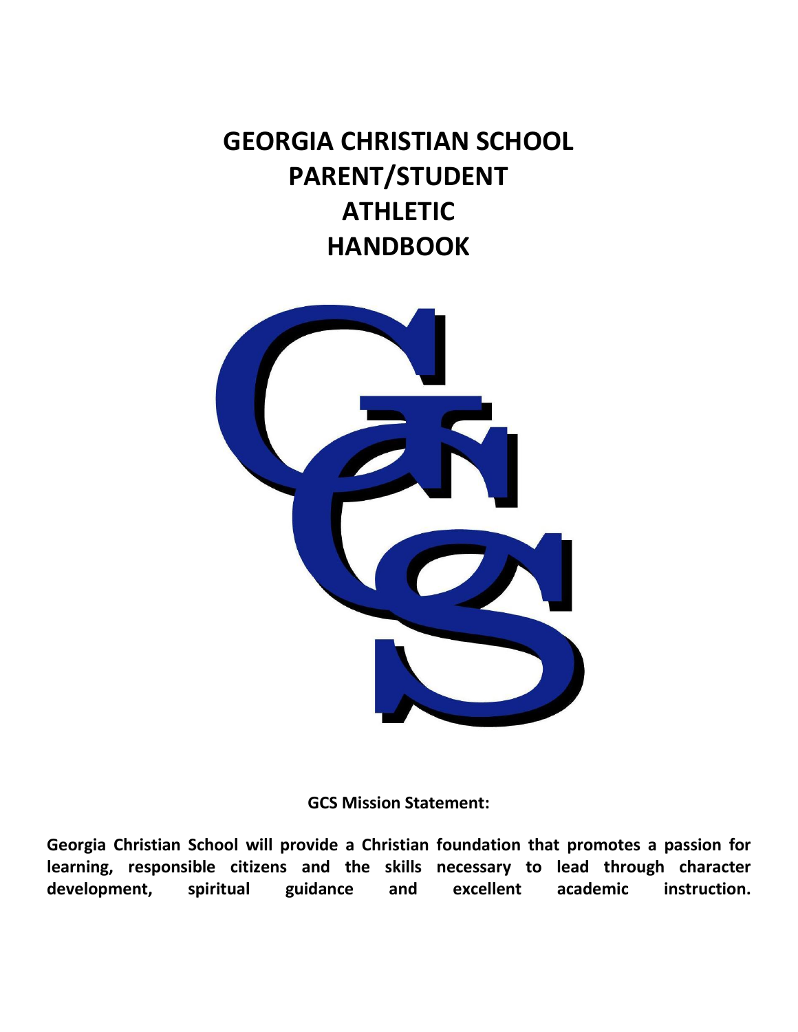# GEORGIA CHRISTIAN SCHOOL PARENT/STUDENT ATHLETIC HANDBOOK

**GCS Mission Statement:**

**Georgia Christian School will provide a Christian foundation that promotes a passion for learning, responsible citizens and the skills necessary to lead through character development, spiritual guidance and excellent academic instruction.**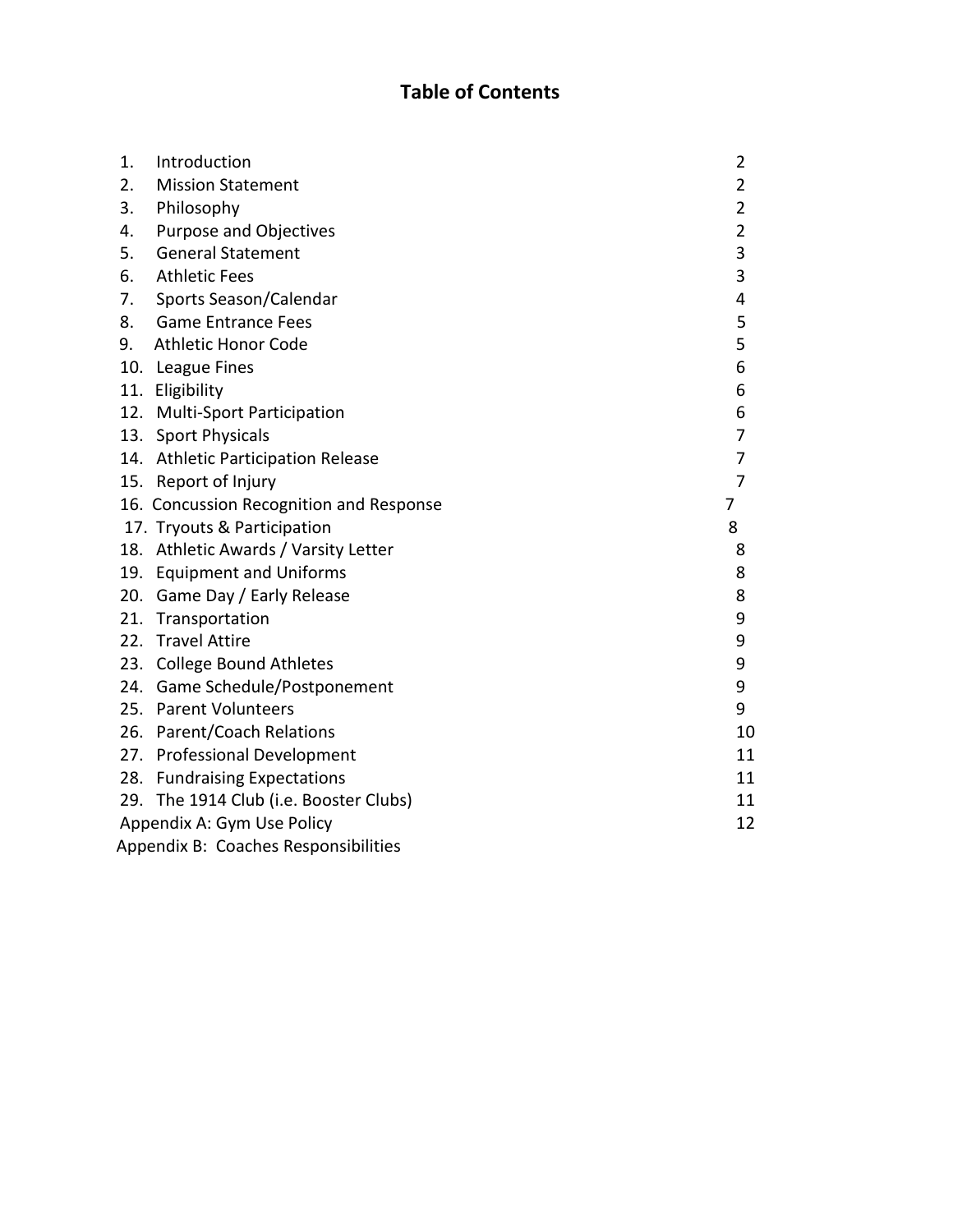# Table of Contents

| | | |
|---|---|---|
| 1. | Introduction | 2 |
| 2. | Mission Statement | 2 |
| 3. | Philosophy | 2 |
| 4. | Purpose and Objectives | 2 |
| 5. | General Statement | 3 |
| 6. | Athletic Fees | 3 |
| 7. | Sports Season/Calendar | 4 |
| 8. | Game Entrance Fees | 5 |
| 9. | Athletic Honor Code | 5 |
| 10. | League Fines | 6 |
| 11. | Eligibility | 6 |
| 12. | Multi-Sport Participation | 6 |
| 13. | Sport Physicals | 7 |
| 14. | Athletic Participation Release | 7 |
| 15. | Report of Injury | 7 |
| 16. | Concussion Recognition and Response | 7 |
| 17. | Tryouts & Participation | 8 |
| 18. | Athletic Awards / Varsity Letter | 8 |
| 19. | Equipment and Uniforms | 8 |
| 20. | Game Day / Early Release | 8 |
| 21. | Transportation | 9 |
| 22. | Travel Attire | 9 |
| 23. | College Bound Athletes | 9 |
| 24. | Game Schedule/Postponement | 9 |
| 25. | Parent Volunteers | 9 |
| 26. | Parent/Coach Relations | 10 |
| 27. | Professional Development | 11 |
| 28. | Fundraising Expectations | 11 |
| 29. | The 1914 Club (i.e. Booster Clubs) | 11 |
| | Appendix A: Gym Use Policy | 12 |
| | Appendix B: Coaches Responsibilities | |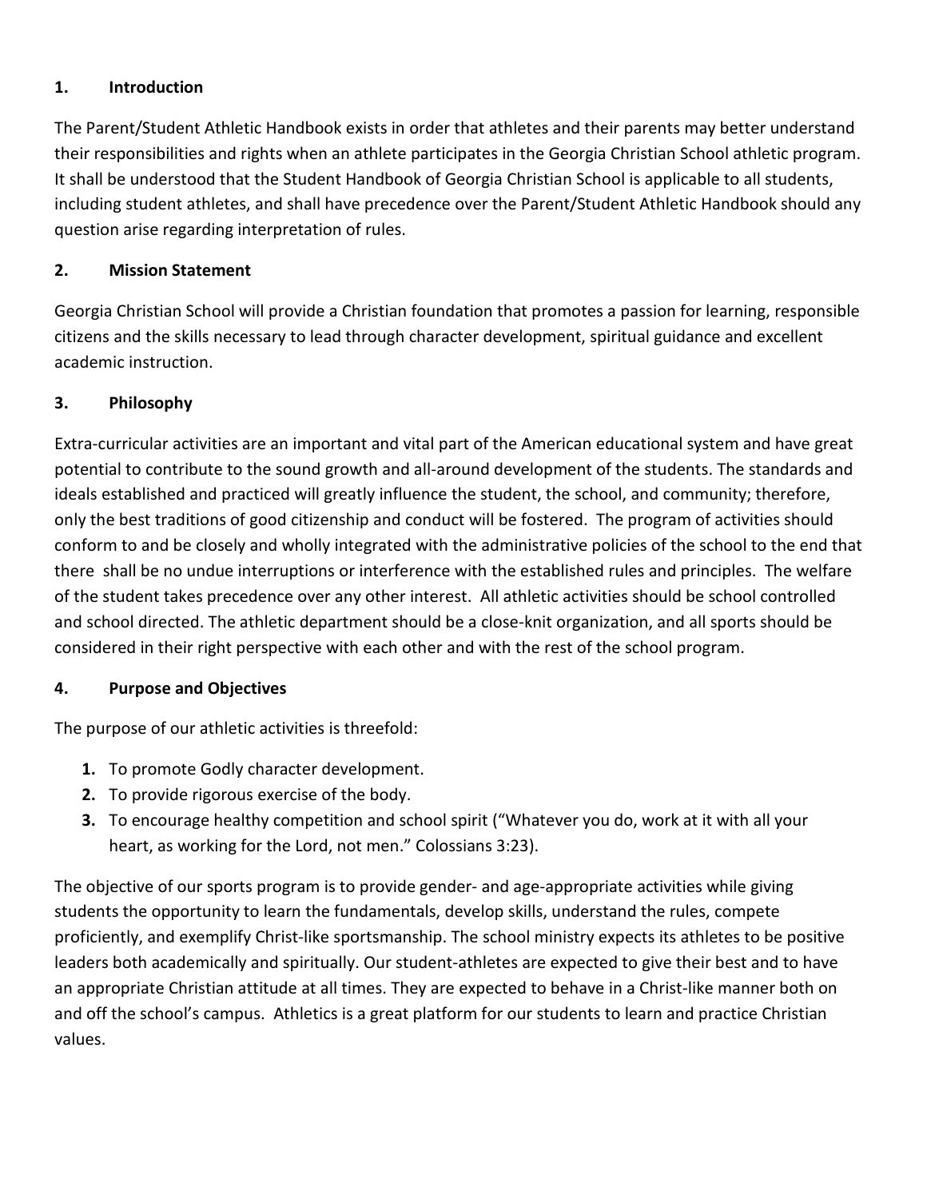## 1. Introduction

The Parent/Student Athletic Handbook exists in order that athletes and their parents may better understand their responsibilities and rights when an athlete participates in the Georgia Christian School athletic program. It shall be understood that the Student Handbook of Georgia Christian School is applicable to all students, including student athletes, and shall have precedence over the Parent/Student Athletic Handbook should any question arise regarding interpretation of rules.

## 2. Mission Statement

Georgia Christian School will provide a Christian foundation that promotes a passion for learning, responsible citizens and the skills necessary to lead through character development, spiritual guidance and excellent academic instruction.

## 3. Philosophy

Extra-curricular activities are an important and vital part of the American educational system and have great potential to contribute to the sound growth and all-around development of the students. The standards and ideals established and practiced will greatly influence the student, the school, and community; therefore, only the best traditions of good citizenship and conduct will be fostered. The program of activities should conform to and be closely and wholly integrated with the administrative policies of the school to the end that there shall be no undue interruptions or interference with the established rules and principles. The welfare of the student takes precedence over any other interest. All athletic activities should be school controlled and school directed. The athletic department should be a close-knit organization, and all sports should be considered in their right perspective with each other and with the rest of the school program.

## 4. Purpose and Objectives

The purpose of our athletic activities is threefold:

1. To promote Godly character development.
2. To provide rigorous exercise of the body.
3. To encourage healthy competition and school spirit ("Whatever you do, work at it with all your heart, as working for the Lord, not men." Colossians 3:23).

The objective of our sports program is to provide gender- and age-appropriate activities while giving students the opportunity to learn the fundamentals, develop skills, understand the rules, compete proficiently, and exemplify Christ-like sportsmanship. The school ministry expects its athletes to be positive leaders both academically and spiritually. Our student-athletes are expected to give their best and to have an appropriate Christian attitude at all times. They are expected to behave in a Christ-like manner both on and off the school's campus. Athletics is a great platform for our students to learn and practice Christian values.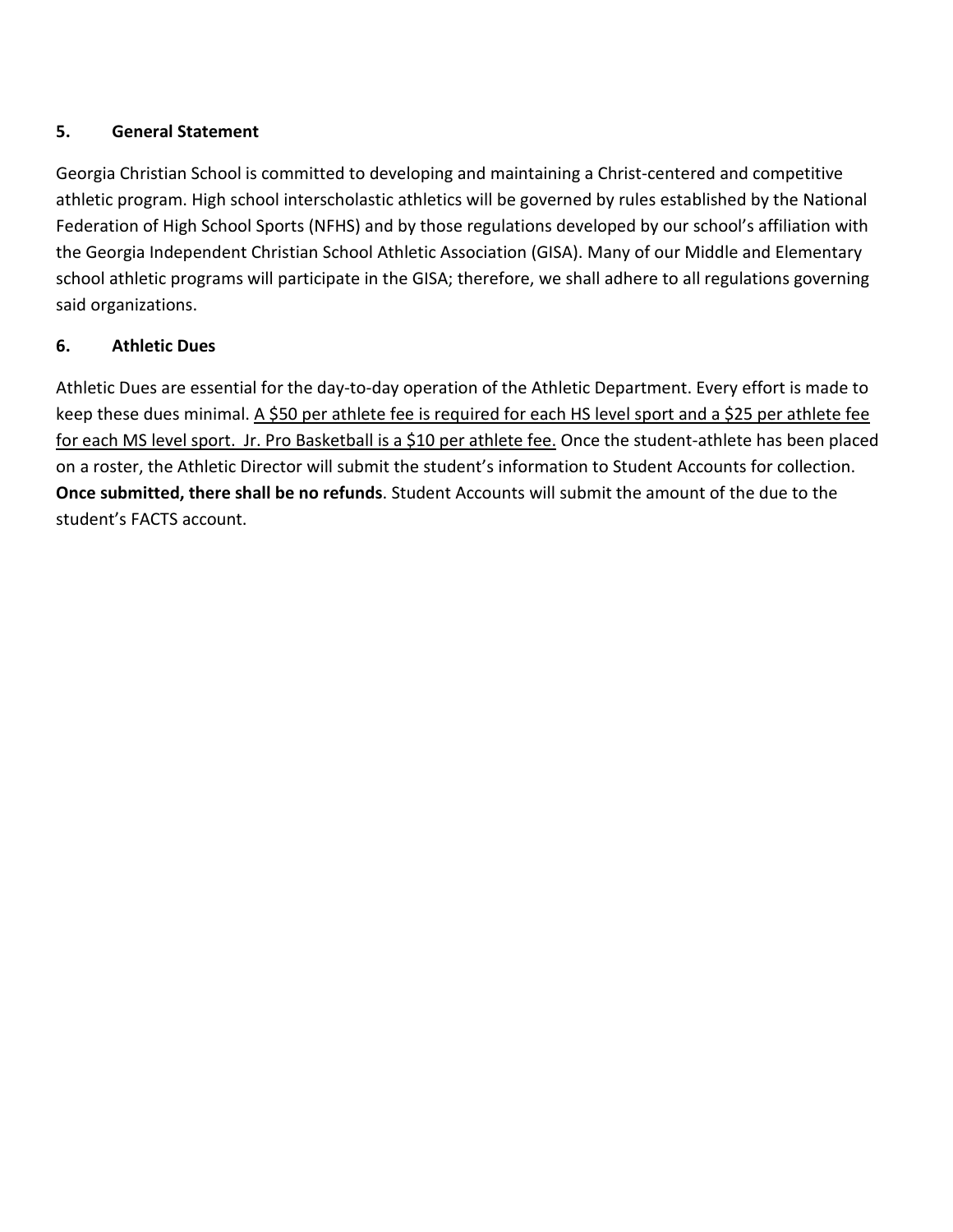## 5. General Statement

Georgia Christian School is committed to developing and maintaining a Christ-centered and competitive athletic program. High school interscholastic athletics will be governed by rules established by the National Federation of High School Sports (NFHS) and by those regulations developed by our school's affiliation with the Georgia Independent Christian School Athletic Association (GISA). Many of our Middle and Elementary school athletic programs will participate in the GISA; therefore, we shall adhere to all regulations governing said organizations.

## 6. Athletic Dues

Athletic Dues are essential for the day-to-day operation of the Athletic Department. Every effort is made to keep these dues minimal. <u>A $50 per athlete fee is required for each HS level sport and a $25 per athlete fee for each MS level sport. Jr. Pro Basketball is a $10 per athlete fee.</u> Once the student-athlete has been placed on a roster, the Athletic Director will submit the student's information to Student Accounts for collection. **Once submitted, there shall be no refunds**. Student Accounts will submit the amount of the due to the student's FACTS account.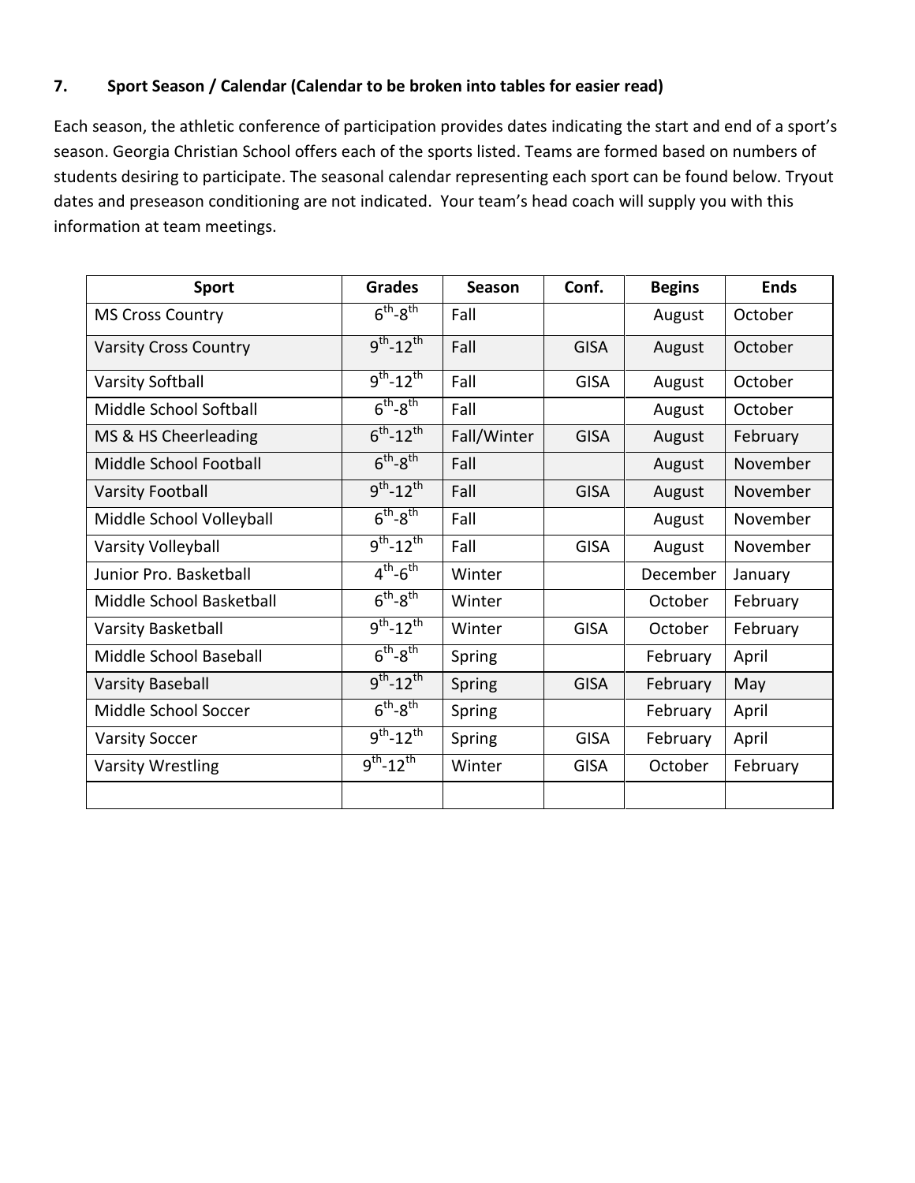## 7. Sport Season / Calendar (Calendar to be broken into tables for easier read)

Each season, the athletic conference of participation provides dates indicating the start and end of a sport's season. Georgia Christian School offers each of the sports listed. Teams are formed based on numbers of students desiring to participate. The seasonal calendar representing each sport can be found below. Tryout dates and preseason conditioning are not indicated. Your team's head coach will supply you with this information at team meetings.

| Sport | Grades | Season | Conf. | Begins | Ends |
|---|---|---|---|---|---|
| MS Cross Country | $6^{th}$-$8^{th}$ | Fall | | August | October |
| Varsity Cross Country | $9^{th}$-$12^{th}$ | Fall | GISA | August | October |
| Varsity Softball | $9^{th}$-$12^{th}$ | Fall | GISA | August | October |
| Middle School Softball | $6^{th}$-$8^{th}$ | Fall | | August | October |
| MS & HS Cheerleading | $6^{th}$-$12^{th}$ | Fall/Winter | GISA | August | February |
| Middle School Football | $6^{th}$-$8^{th}$ | Fall | | August | November |
| Varsity Football | $9^{th}$-$12^{th}$ | Fall | GISA | August | November |
| Middle School Volleyball | $6^{th}$-$8^{th}$ | Fall | | August | November |
| Varsity Volleyball | $9^{th}$-$12^{th}$ | Fall | GISA | August | November |
| Junior Pro. Basketball | $4^{th}$-$6^{th}$ | Winter | | December | January |
| Middle School Basketball | $6^{th}$-$8^{th}$ | Winter | | October | February |
| Varsity Basketball | $9^{th}$-$12^{th}$ | Winter | GISA | October | February |
| Middle School Baseball | $6^{th}$-$8^{th}$ | Spring | | February | April |
| Varsity Baseball | $9^{th}$-$12^{th}$ | Spring | GISA | February | May |
| Middle School Soccer | $6^{th}$-$8^{th}$ | Spring | | February | April |
| Varsity Soccer | $9^{th}$-$12^{th}$ | Spring | GISA | February | April |
| Varsity Wrestling | $9^{th}$-$12^{th}$ | Winter | GISA | October | February |
| | | | | | |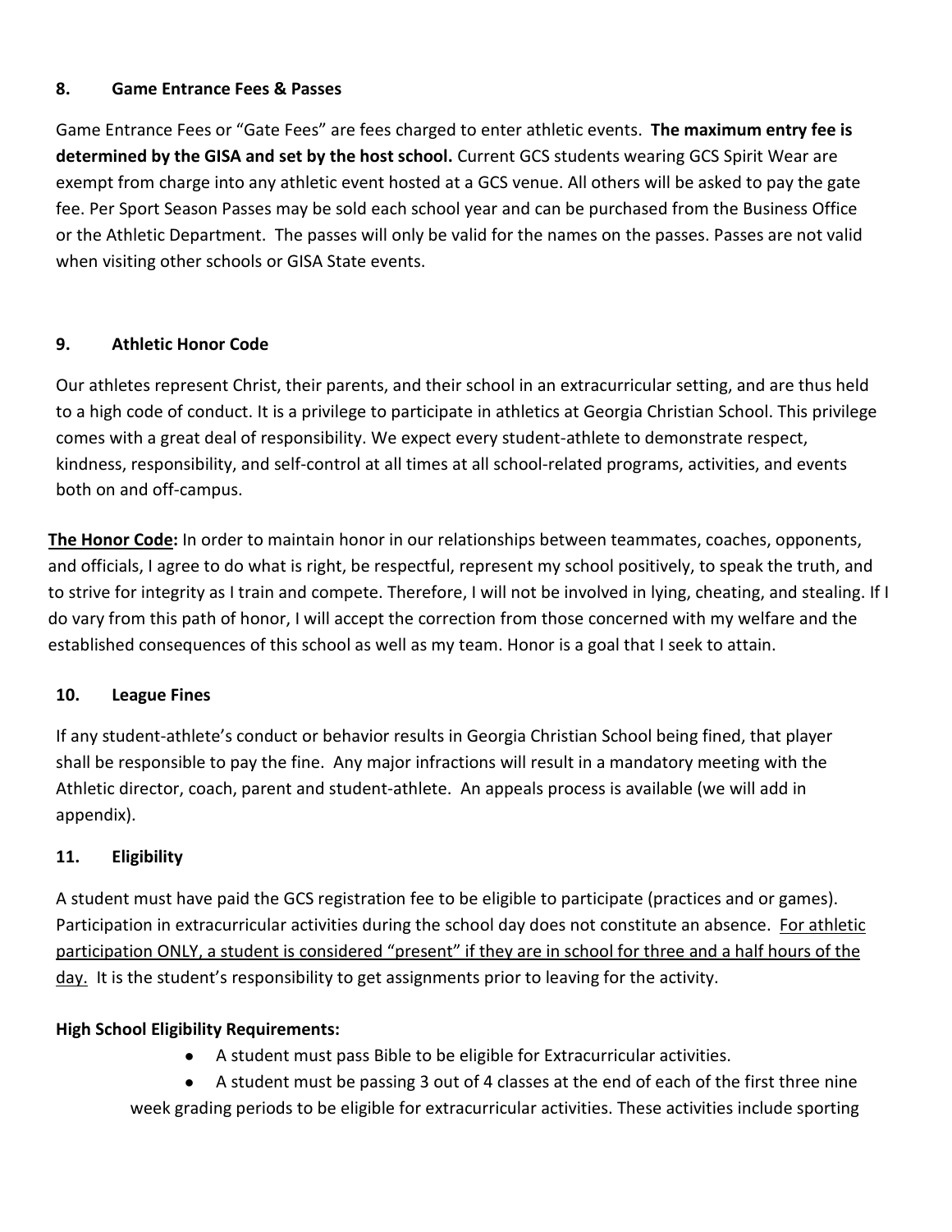### 8. Game Entrance Fees & Passes

Game Entrance Fees or "Gate Fees" are fees charged to enter athletic events. **The maximum entry fee is determined by the GISA and set by the host school.** Current GCS students wearing GCS Spirit Wear are exempt from charge into any athletic event hosted at a GCS venue. All others will be asked to pay the gate fee. Per Sport Season Passes may be sold each school year and can be purchased from the Business Office or the Athletic Department. The passes will only be valid for the names on the passes. Passes are not valid when visiting other schools or GISA State events.

### 9. Athletic Honor Code

Our athletes represent Christ, their parents, and their school in an extracurricular setting, and are thus held to a high code of conduct. It is a privilege to participate in athletics at Georgia Christian School. This privilege comes with a great deal of responsibility. We expect every student-athlete to demonstrate respect, kindness, responsibility, and self-control at all times at all school-related programs, activities, and events both on and off-campus.

<u>**The Honor Code**</u>**:** In order to maintain honor in our relationships between teammates, coaches, opponents, and officials, I agree to do what is right, be respectful, represent my school positively, to speak the truth, and to strive for integrity as I train and compete. Therefore, I will not be involved in lying, cheating, and stealing. If I do vary from this path of honor, I will accept the correction from those concerned with my welfare and the established consequences of this school as well as my team. Honor is a goal that I seek to attain.

### 10. League Fines

If any student-athlete's conduct or behavior results in Georgia Christian School being fined, that player shall be responsible to pay the fine. Any major infractions will result in a mandatory meeting with the Athletic director, coach, parent and student-athlete. An appeals process is available (we will add in appendix).

### 11. Eligibility

A student must have paid the GCS registration fee to be eligible to participate (practices and or games). Participation in extracurricular activities during the school day does not constitute an absence. <u>For athletic participation ONLY, a student is considered "present" if they are in school for three and a half hours of the day.</u> It is the student's responsibility to get assignments prior to leaving for the activity.

**High School Eligibility Requirements:**

- A student must pass Bible to be eligible for Extracurricular activities.
- A student must be passing 3 out of 4 classes at the end of each of the first three nine week grading periods to be eligible for extracurricular activities. These activities include sporting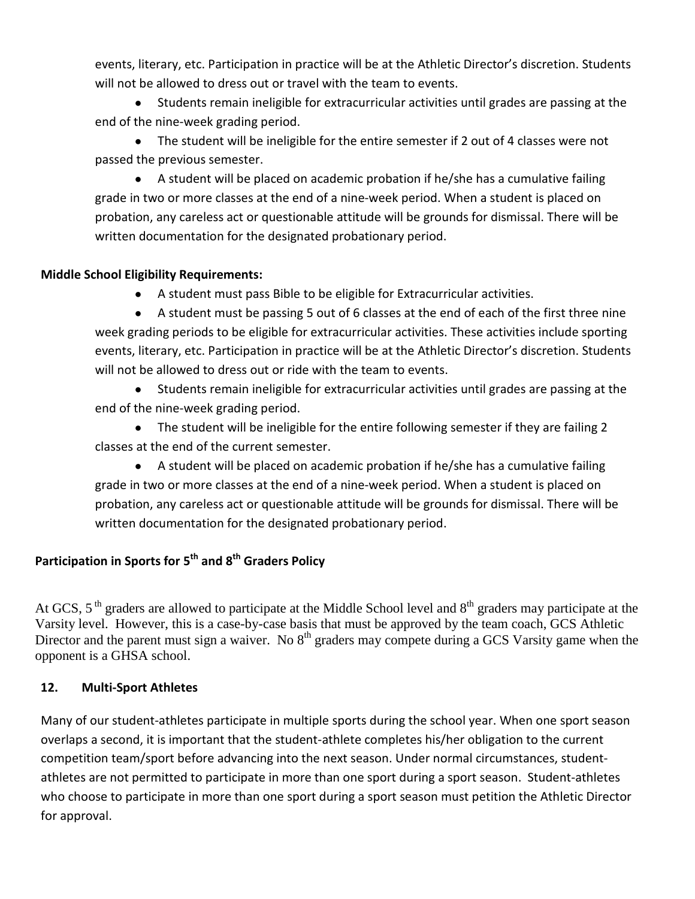events, literary, etc. Participation in practice will be at the Athletic Director's discretion. Students will not be allowed to dress out or travel with the team to events.

- Students remain ineligible for extracurricular activities until grades are passing at the end of the nine-week grading period.
- The student will be ineligible for the entire semester if 2 out of 4 classes were not passed the previous semester.
- A student will be placed on academic probation if he/she has a cumulative failing grade in two or more classes at the end of a nine-week period. When a student is placed on probation, any careless act or questionable attitude will be grounds for dismissal. There will be written documentation for the designated probationary period.

**Middle School Eligibility Requirements:**

- A student must pass Bible to be eligible for Extracurricular activities.
- A student must be passing 5 out of 6 classes at the end of each of the first three nine week grading periods to be eligible for extracurricular activities. These activities include sporting events, literary, etc. Participation in practice will be at the Athletic Director's discretion. Students will not be allowed to dress out or ride with the team to events.
- Students remain ineligible for extracurricular activities until grades are passing at the end of the nine-week grading period.
- The student will be ineligible for the entire following semester if they are failing 2 classes at the end of the current semester.
- A student will be placed on academic probation if he/she has a cumulative failing grade in two or more classes at the end of a nine-week period. When a student is placed on probation, any careless act or questionable attitude will be grounds for dismissal. There will be written documentation for the designated probationary period.

## Participation in Sports for 5th and 8th Graders Policy

At GCS, 5th graders are allowed to participate at the Middle School level and 8th graders may participate at the Varsity level. However, this is a case-by-case basis that must be approved by the team coach, GCS Athletic Director and the parent must sign a waiver. No 8th graders may compete during a GCS Varsity game when the opponent is a GHSA school.

## 12. Multi-Sport Athletes

Many of our student-athletes participate in multiple sports during the school year. When one sport season overlaps a second, it is important that the student-athlete completes his/her obligation to the current competition team/sport before advancing into the next season. Under normal circumstances, student-athletes are not permitted to participate in more than one sport during a sport season. Student-athletes who choose to participate in more than one sport during a sport season must petition the Athletic Director for approval.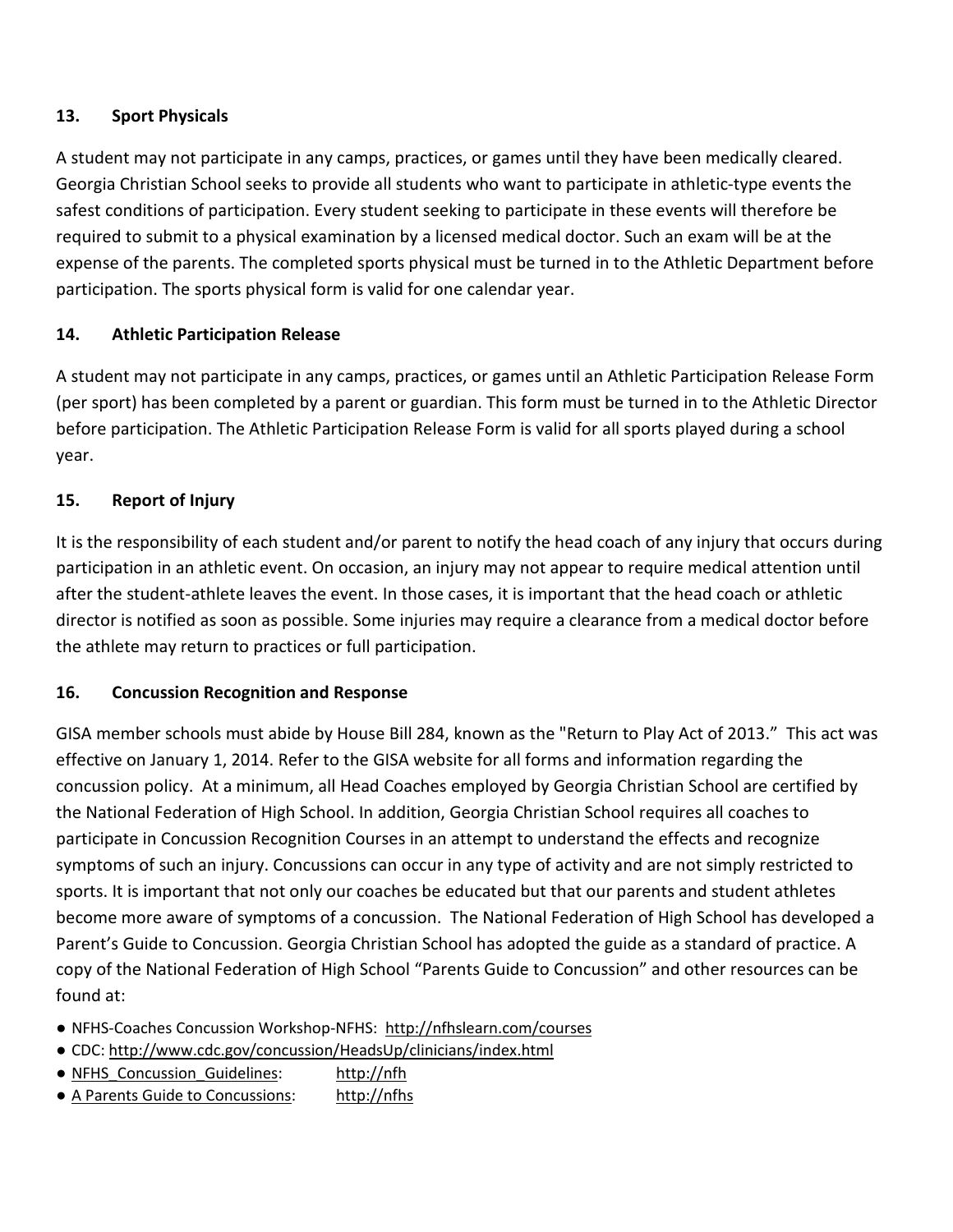### 13. Sport Physicals

A student may not participate in any camps, practices, or games until they have been medically cleared. Georgia Christian School seeks to provide all students who want to participate in athletic-type events the safest conditions of participation. Every student seeking to participate in these events will therefore be required to submit to a physical examination by a licensed medical doctor. Such an exam will be at the expense of the parents. The completed sports physical must be turned in to the Athletic Department before participation. The sports physical form is valid for one calendar year.

### 14. Athletic Participation Release

A student may not participate in any camps, practices, or games until an Athletic Participation Release Form (per sport) has been completed by a parent or guardian. This form must be turned in to the Athletic Director before participation. The Athletic Participation Release Form is valid for all sports played during a school year.

### 15. Report of Injury

It is the responsibility of each student and/or parent to notify the head coach of any injury that occurs during participation in an athletic event. On occasion, an injury may not appear to require medical attention until after the student-athlete leaves the event. In those cases, it is important that the head coach or athletic director is notified as soon as possible. Some injuries may require a clearance from a medical doctor before the athlete may return to practices or full participation.

### 16. Concussion Recognition and Response

GISA member schools must abide by House Bill 284, known as the "Return to Play Act of 2013." This act was effective on January 1, 2014. Refer to the GISA website for all forms and information regarding the concussion policy. At a minimum, all Head Coaches employed by Georgia Christian School are certified by the National Federation of High School. In addition, Georgia Christian School requires all coaches to participate in Concussion Recognition Courses in an attempt to understand the effects and recognize symptoms of such an injury. Concussions can occur in any type of activity and are not simply restricted to sports. It is important that not only our coaches be educated but that our parents and student athletes become more aware of symptoms of a concussion. The National Federation of High School has developed a Parent's Guide to Concussion. Georgia Christian School has adopted the guide as a standard of practice. A copy of the National Federation of High School "Parents Guide to Concussion" and other resources can be found at:

- NFHS-Coaches Concussion Workshop-NFHS: http://nfhslearn.com/courses
- CDC: http://www.cdc.gov/concussion/HeadsUp/clinicians/index.html
- NFHS_Concussion_Guidelines: http://nfh
- A Parents Guide to Concussions: http://nfhs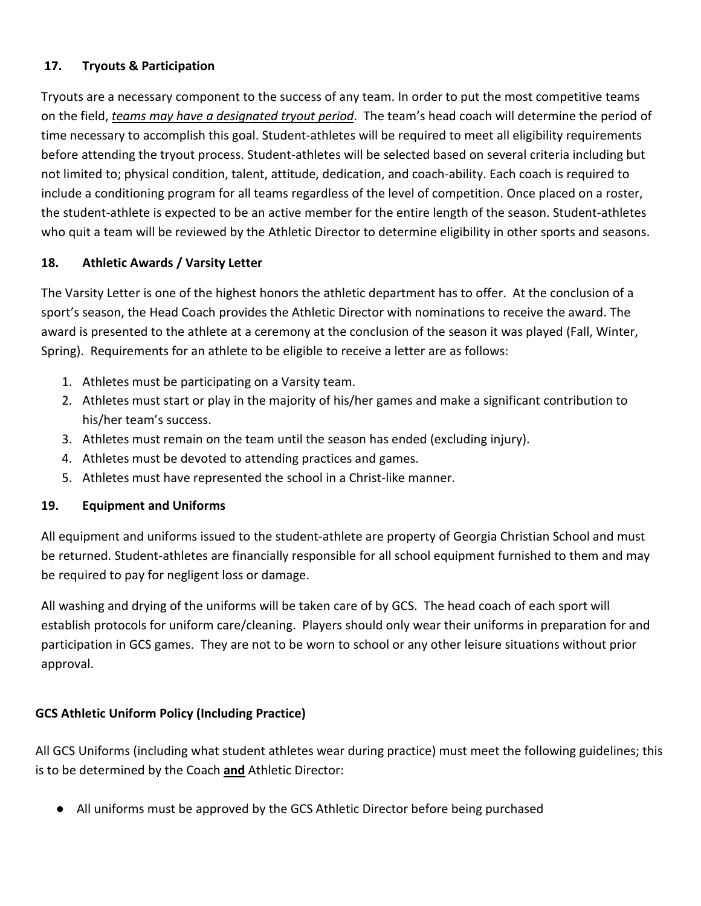## 17. Tryouts & Participation

Tryouts are a necessary component to the success of any team. In order to put the most competitive teams on the field, ***teams may have a designated tryout period***. The team's head coach will determine the period of time necessary to accomplish this goal. Student-athletes will be required to meet all eligibility requirements before attending the tryout process. Student-athletes will be selected based on several criteria including but not limited to; physical condition, talent, attitude, dedication, and coach-ability. Each coach is required to include a conditioning program for all teams regardless of the level of competition. Once placed on a roster, the student-athlete is expected to be an active member for the entire length of the season. Student-athletes who quit a team will be reviewed by the Athletic Director to determine eligibility in other sports and seasons.

## 18. Athletic Awards / Varsity Letter

The Varsity Letter is one of the highest honors the athletic department has to offer. At the conclusion of a sport's season, the Head Coach provides the Athletic Director with nominations to receive the award. The award is presented to the athlete at a ceremony at the conclusion of the season it was played (Fall, Winter, Spring). Requirements for an athlete to be eligible to receive a letter are as follows:

1. Athletes must be participating on a Varsity team.
2. Athletes must start or play in the majority of his/her games and make a significant contribution to his/her team's success.
3. Athletes must remain on the team until the season has ended (excluding injury).
4. Athletes must be devoted to attending practices and games.
5. Athletes must have represented the school in a Christ-like manner.

## 19. Equipment and Uniforms

All equipment and uniforms issued to the student-athlete are property of Georgia Christian School and must be returned. Student-athletes are financially responsible for all school equipment furnished to them and may be required to pay for negligent loss or damage.

All washing and drying of the uniforms will be taken care of by GCS. The head coach of each sport will establish protocols for uniform care/cleaning. Players should only wear their uniforms in preparation for and participation in GCS games. They are not to be worn to school or any other leisure situations without prior approval.

### GCS Athletic Uniform Policy (Including Practice)

All GCS Uniforms (including what student athletes wear during practice) must meet the following guidelines; this is to be determined by the Coach **and** Athletic Director:

- All uniforms must be approved by the GCS Athletic Director before being purchased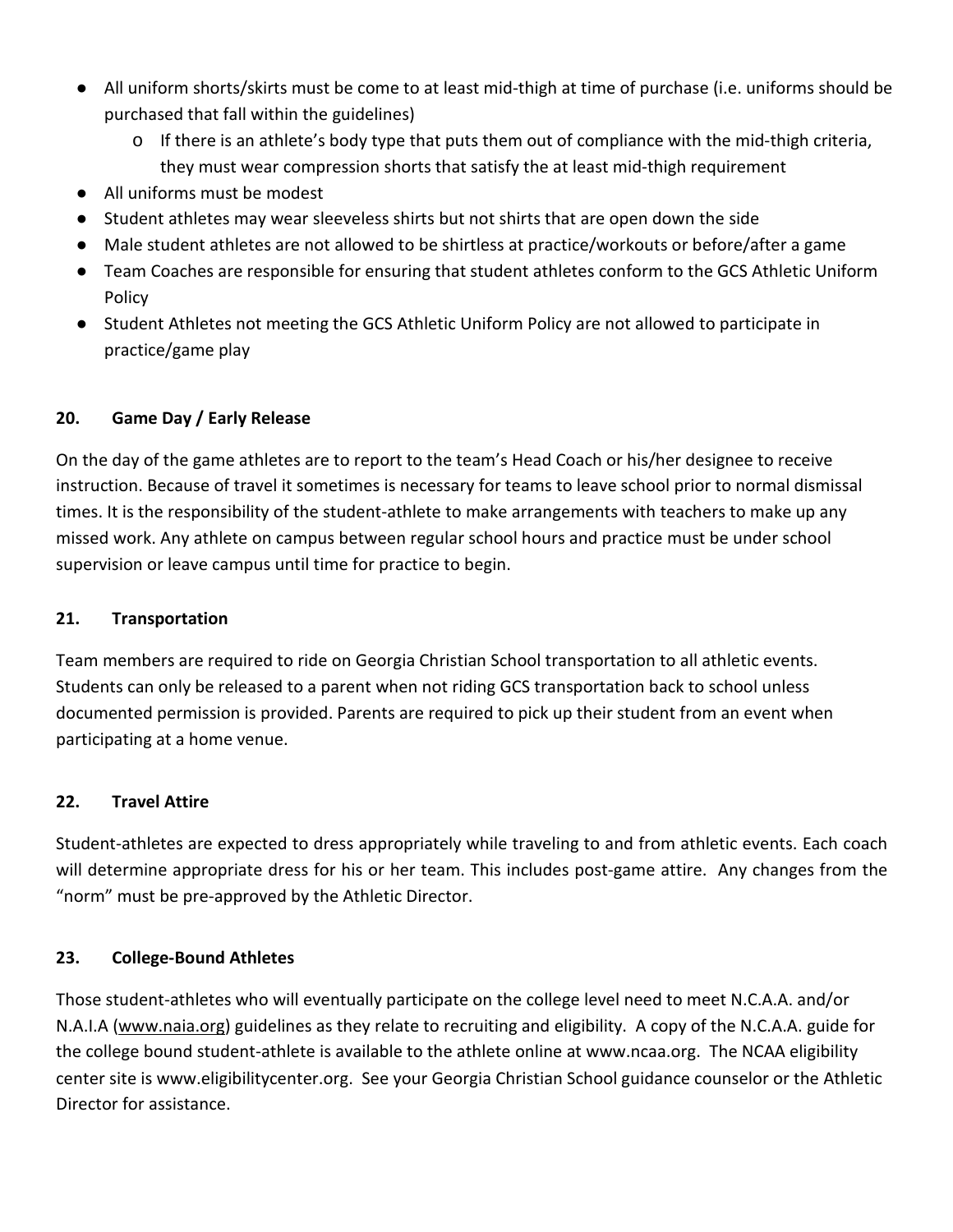- All uniform shorts/skirts must be come to at least mid-thigh at time of purchase (i.e. uniforms should be purchased that fall within the guidelines)
    - If there is an athlete's body type that puts them out of compliance with the mid-thigh criteria, they must wear compression shorts that satisfy the at least mid-thigh requirement
- All uniforms must be modest
- Student athletes may wear sleeveless shirts but not shirts that are open down the side
- Male student athletes are not allowed to be shirtless at practice/workouts or before/after a game
- Team Coaches are responsible for ensuring that student athletes conform to the GCS Athletic Uniform Policy
- Student Athletes not meeting the GCS Athletic Uniform Policy are not allowed to participate in practice/game play

### 20. Game Day / Early Release

On the day of the game athletes are to report to the team's Head Coach or his/her designee to receive instruction. Because of travel it sometimes is necessary for teams to leave school prior to normal dismissal times. It is the responsibility of the student-athlete to make arrangements with teachers to make up any missed work. Any athlete on campus between regular school hours and practice must be under school supervision or leave campus until time for practice to begin.

### 21. Transportation

Team members are required to ride on Georgia Christian School transportation to all athletic events. Students can only be released to a parent when not riding GCS transportation back to school unless documented permission is provided. Parents are required to pick up their student from an event when participating at a home venue.

### 22. Travel Attire

Student-athletes are expected to dress appropriately while traveling to and from athletic events. Each coach will determine appropriate dress for his or her team. This includes post-game attire. Any changes from the "norm" must be pre-approved by the Athletic Director.

### 23. College-Bound Athletes

Those student-athletes who will eventually participate on the college level need to meet N.C.A.A. and/or N.A.I.A (www.naia.org) guidelines as they relate to recruiting and eligibility. A copy of the N.C.A.A. guide for the college bound student-athlete is available to the athlete online at www.ncaa.org. The NCAA eligibility center site is www.eligibilitycenter.org. See your Georgia Christian School guidance counselor or the Athletic Director for assistance.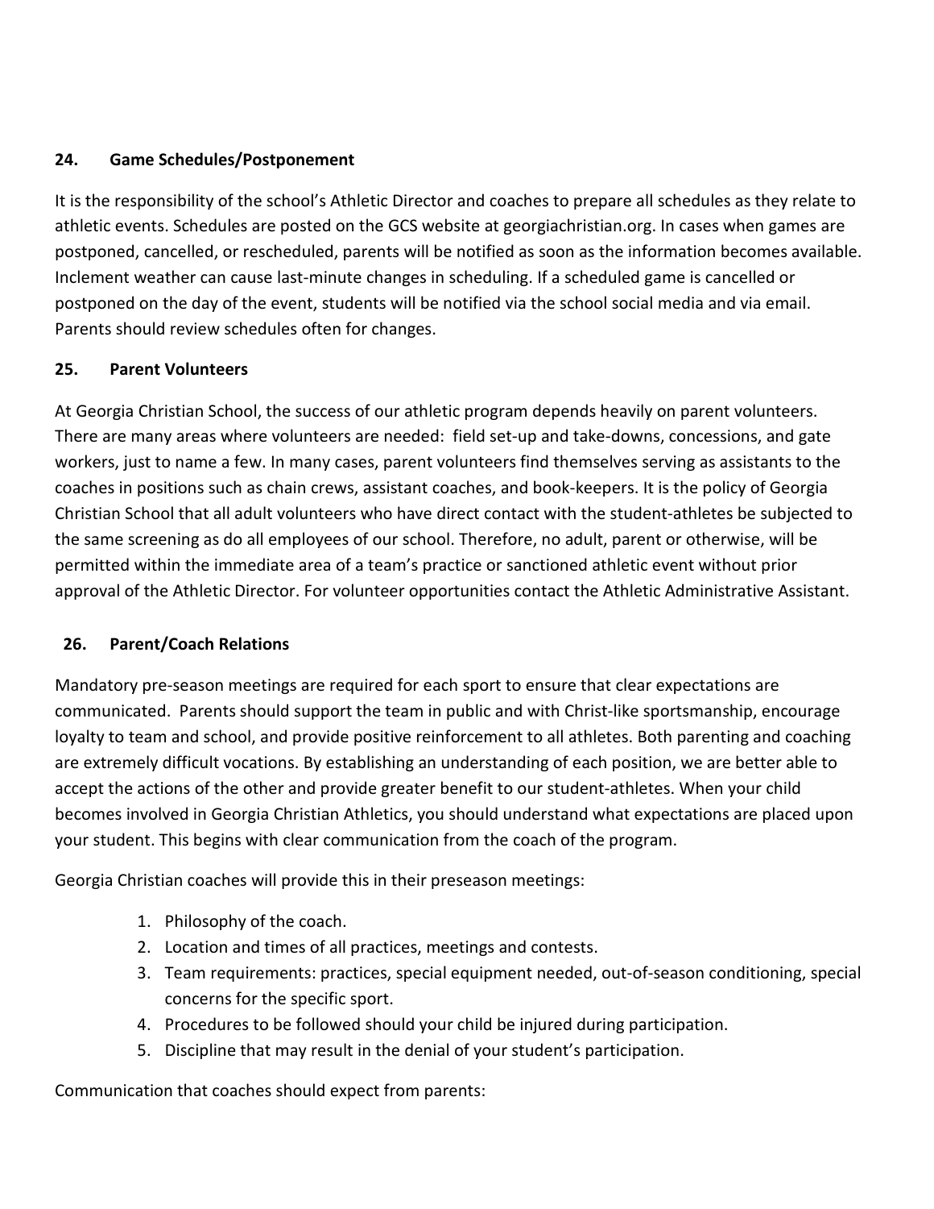## 24. Game Schedules/Postponement

It is the responsibility of the school's Athletic Director and coaches to prepare all schedules as they relate to athletic events. Schedules are posted on the GCS website at georgiachristian.org. In cases when games are postponed, cancelled, or rescheduled, parents will be notified as soon as the information becomes available. Inclement weather can cause last-minute changes in scheduling. If a scheduled game is cancelled or postponed on the day of the event, students will be notified via the school social media and via email. Parents should review schedules often for changes.

## 25. Parent Volunteers

At Georgia Christian School, the success of our athletic program depends heavily on parent volunteers. There are many areas where volunteers are needed: field set-up and take-downs, concessions, and gate workers, just to name a few. In many cases, parent volunteers find themselves serving as assistants to the coaches in positions such as chain crews, assistant coaches, and book-keepers. It is the policy of Georgia Christian School that all adult volunteers who have direct contact with the student-athletes be subjected to the same screening as do all employees of our school. Therefore, no adult, parent or otherwise, will be permitted within the immediate area of a team's practice or sanctioned athletic event without prior approval of the Athletic Director. For volunteer opportunities contact the Athletic Administrative Assistant.

## 26. Parent/Coach Relations

Mandatory pre-season meetings are required for each sport to ensure that clear expectations are communicated. Parents should support the team in public and with Christ-like sportsmanship, encourage loyalty to team and school, and provide positive reinforcement to all athletes. Both parenting and coaching are extremely difficult vocations. By establishing an understanding of each position, we are better able to accept the actions of the other and provide greater benefit to our student-athletes. When your child becomes involved in Georgia Christian Athletics, you should understand what expectations are placed upon your student. This begins with clear communication from the coach of the program.

Georgia Christian coaches will provide this in their preseason meetings:

1. Philosophy of the coach.
2. Location and times of all practices, meetings and contests.
3. Team requirements: practices, special equipment needed, out-of-season conditioning, special concerns for the specific sport.
4. Procedures to be followed should your child be injured during participation.
5. Discipline that may result in the denial of your student's participation.

Communication that coaches should expect from parents: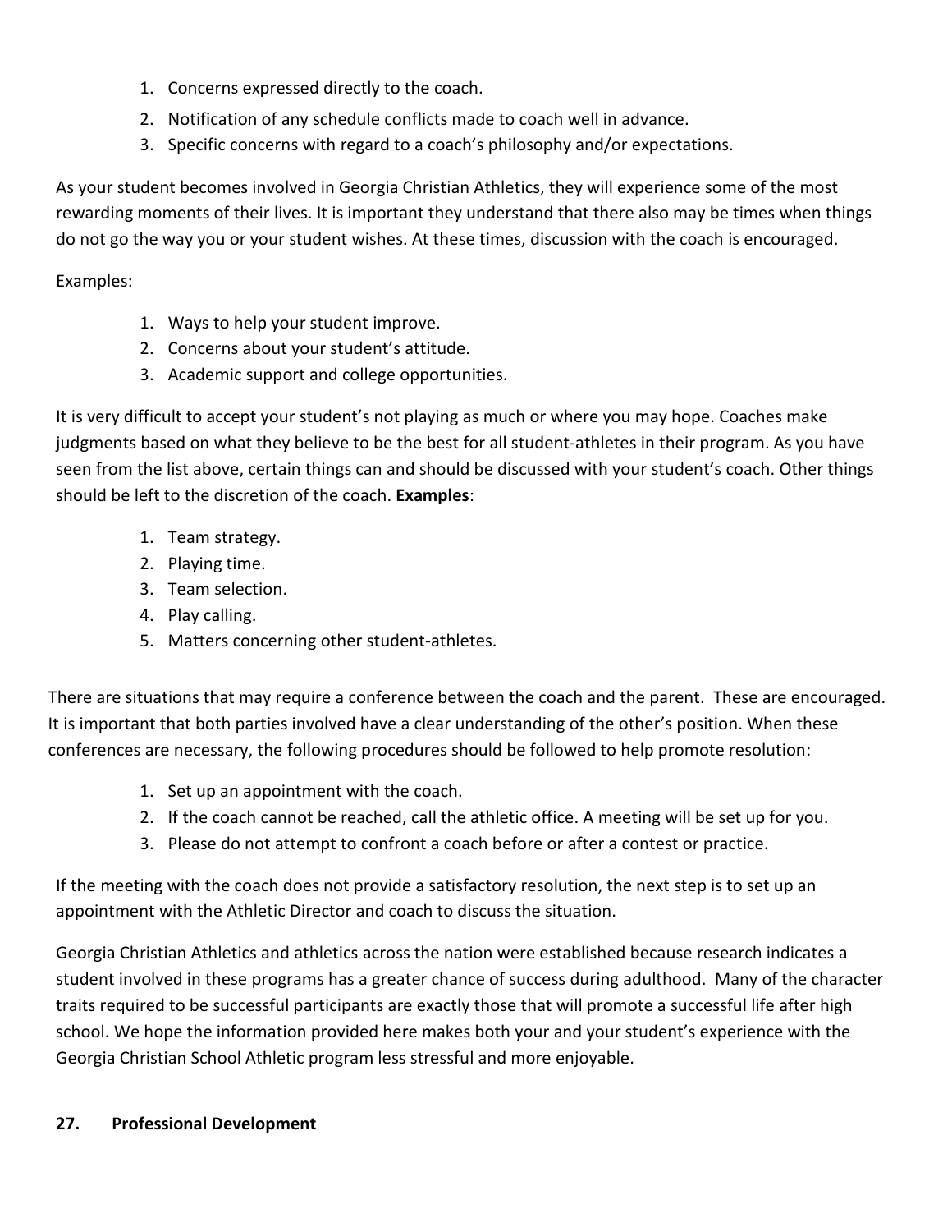1. Concerns expressed directly to the coach.
2. Notification of any schedule conflicts made to coach well in advance.
3. Specific concerns with regard to a coach's philosophy and/or expectations.

As your student becomes involved in Georgia Christian Athletics, they will experience some of the most rewarding moments of their lives. It is important they understand that there also may be times when things do not go the way you or your student wishes. At these times, discussion with the coach is encouraged.

Examples:

1. Ways to help your student improve.
2. Concerns about your student's attitude.
3. Academic support and college opportunities.

It is very difficult to accept your student's not playing as much or where you may hope. Coaches make judgments based on what they believe to be the best for all student-athletes in their program. As you have seen from the list above, certain things can and should be discussed with your student's coach. Other things should be left to the discretion of the coach. **Examples**:

1. Team strategy.
2. Playing time.
3. Team selection.
4. Play calling.
5. Matters concerning other student-athletes.

There are situations that may require a conference between the coach and the parent. These are encouraged. It is important that both parties involved have a clear understanding of the other's position. When these conferences are necessary, the following procedures should be followed to help promote resolution:

1. Set up an appointment with the coach.
2. If the coach cannot be reached, call the athletic office. A meeting will be set up for you.
3. Please do not attempt to confront a coach before or after a contest or practice.

If the meeting with the coach does not provide a satisfactory resolution, the next step is to set up an appointment with the Athletic Director and coach to discuss the situation.

Georgia Christian Athletics and athletics across the nation were established because research indicates a student involved in these programs has a greater chance of success during adulthood. Many of the character traits required to be successful participants are exactly those that will promote a successful life after high school. We hope the information provided here makes both your and your student's experience with the Georgia Christian School Athletic program less stressful and more enjoyable.

## 27. Professional Development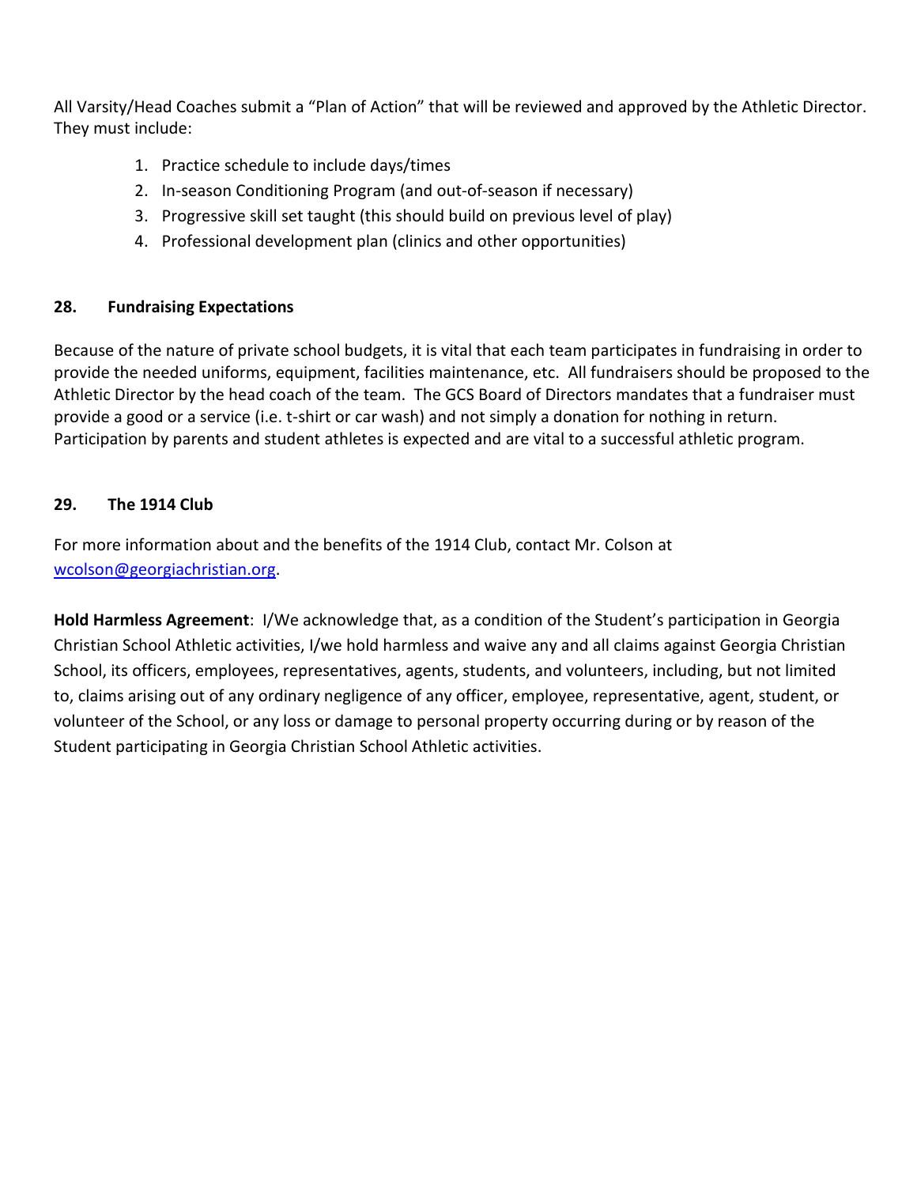All Varsity/Head Coaches submit a "Plan of Action" that will be reviewed and approved by the Athletic Director. They must include:

1. Practice schedule to include days/times
2. In-season Conditioning Program (and out-of-season if necessary)
3. Progressive skill set taught (this should build on previous level of play)
4. Professional development plan (clinics and other opportunities)

## 28. Fundraising Expectations

Because of the nature of private school budgets, it is vital that each team participates in fundraising in order to provide the needed uniforms, equipment, facilities maintenance, etc. All fundraisers should be proposed to the Athletic Director by the head coach of the team. The GCS Board of Directors mandates that a fundraiser must provide a good or a service (i.e. t-shirt or car wash) and not simply a donation for nothing in return. Participation by parents and student athletes is expected and are vital to a successful athletic program.

## 29. The 1914 Club

For more information about and the benefits of the 1914 Club, contact Mr. Colson at [wcolson@georgiachristian.org](mailto:wcolson@georgiachristian.org).

**Hold Harmless Agreement**: I/We acknowledge that, as a condition of the Student's participation in Georgia Christian School Athletic activities, I/we hold harmless and waive any and all claims against Georgia Christian School, its officers, employees, representatives, agents, students, and volunteers, including, but not limited to, claims arising out of any ordinary negligence of any officer, employee, representative, agent, student, or volunteer of the School, or any loss or damage to personal property occurring during or by reason of the Student participating in Georgia Christian School Athletic activities.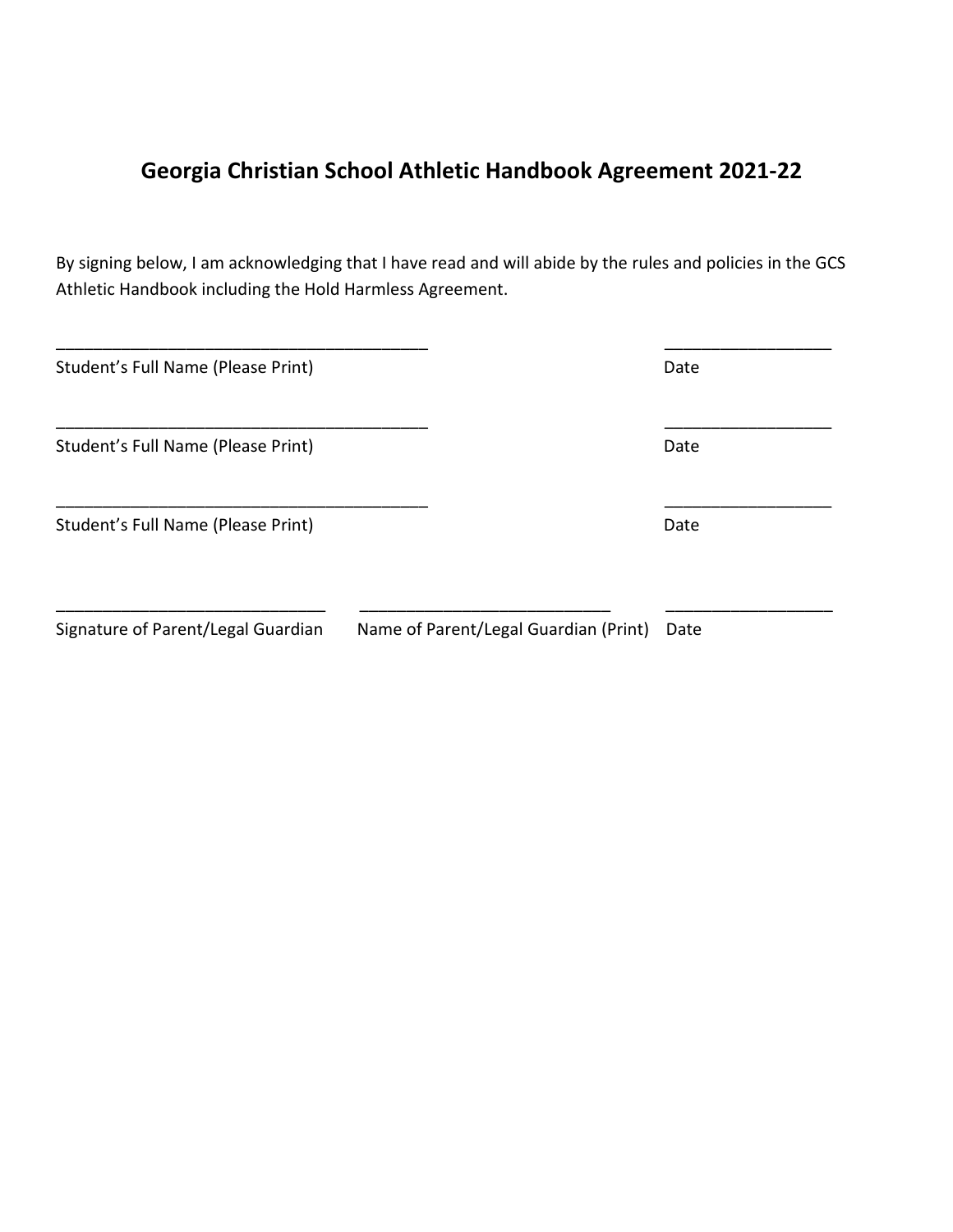# Georgia Christian School Athletic Handbook Agreement 2021-22

By signing below, I am acknowledging that I have read and will abide by the rules and policies in the GCS Athletic Handbook including the Hold Harmless Agreement.

_________________________________________ __________________

Student's Full Name (Please Print) Date

_________________________________________ __________________

Student's Full Name (Please Print) Date

_________________________________________ __________________

Student's Full Name (Please Print) Date

______________________________ ____________________________ __________________

Signature of Parent/Legal Guardian Name of Parent/Legal Guardian (Print) Date